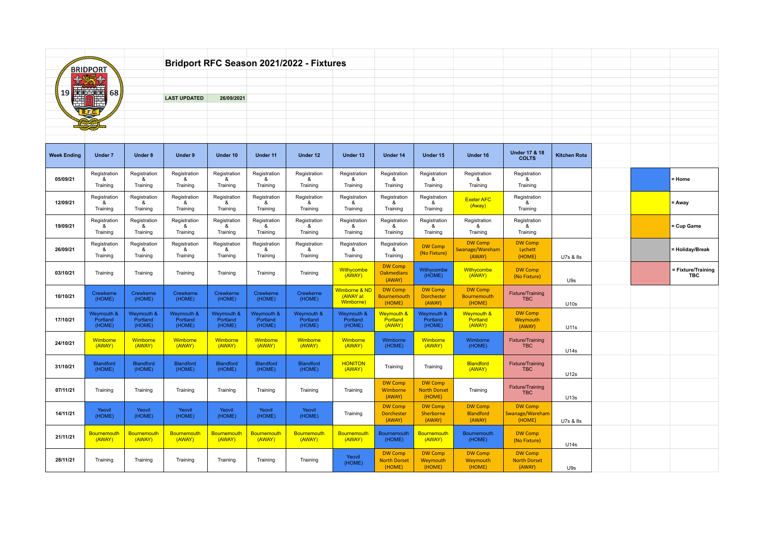# Bridport RFC Season 2021/2022 - Fixtures

**LAST UPDATED** 26/09/2021

| Week Ending | Under 7 | Under 8 | Under 9 | Under 10 | Under 11 | Under 12 | Under 13 | Under 14 | Under 15 | Under 16 | Under 17 & 18 COLTS | Kitchen Rota |
|---|---|---|---|---|---|---|---|---|---|---|---|---|
| 05/09/21 | Registration & Training | Registration & Training | Registration & Training | Registration & Training | Registration & Training | Registration & Training | Registration & Training | Registration & Training | Registration & Training | Registration & Training | Registration & Training | |
| 12/09/21 | Registration & Training | Registration & Training | Registration & Training | Registration & Training | Registration & Training | Registration & Training | Registration & Training | Registration & Training | Registration & Training | Exeter AFC (Away) | Registration & Training | |
| 19/09/21 | Registration & Training | Registration & Training | Registration & Training | Registration & Training | Registration & Training | Registration & Training | Registration & Training | Registration & Training | Registration & Training | Registration & Training | Registration & Training | |
| 26/09/21 | Registration & Training | Registration & Training | Registration & Training | Registration & Training | Registration & Training | Registration & Training | Registration & Training | Registration & Training | DW Comp (No Fixture) | DW Comp Swanage/Wareham (AWAY) | DW Comp Lychett (HOME) | U7s & 8s |
| 03/10/21 | Training | Training | Training | Training | Training | Training | Withycombe (AWAY) | DW Comp Oakmedians (AWAY) | Withycombe (HOME) | Withycombe (AWAY) | DW Comp (No Fixture) | U9s |
| 10/10/21 | Crewkerne (HOME) | Crewkerne (HOME) | Crewkerne (HOME) | Crewkerne (HOME) | Crewkerne (HOME) | Crewkerne (HOME) | Wimborne & ND (AWAY at Wimborne) | DW Comp Bournemouth (HOME) | DW Comp Dorchester (AWAY) | DW Comp Bournemouth (HOME) | Fixture/Training TBC | U10s |
| 17/10/21 | Weymouth & Portland (HOME) | Weymouth & Portland (HOME) | Weymouth & Portland (HOME) | Weymouth & Portland (HOME) | Weymouth & Portland (HOME) | Weymouth & Portland (HOME) | Weymouth & Portland (HOME) | Weymouth & Portland (AWAY) | Weymouth & Portland (HOME) | Weymouth & Portland (AWAY) | DW Comp Weymouth (AWAY) | U11s |
| 24/10/21 | Wimborne (AWAY) | Wimborne (AWAY) | Wimborne (AWAY) | Wimborne (AWAY) | Wimborne (AWAY) | Wimborne (AWAY) | Wimborne (AWAY) | Wimborne (HOME) | Wimborne (AWAY) | Wimborne (HOME) | Fixture/Training TBC | U14s |
| 31/10/21 | Blandford (HOME) | Blandford (HOME) | Blandford (HOME) | Blandford (HOME) | Blandford (HOME) | Blandford (HOME) | HONITON (AWAY) | Training | Training | Blandford (AWAY) | Fixture/Training TBC | U12s |
| 07/11/21 | Training | Training | Training | Training | Training | Training | Training | DW Comp Wimborne (AWAY) | DW Comp North Dorset (HOME) | Training | Fixture/Training TBC | U13s |
| 14/11/21 | Yeovil (HOME) | Yeovil (HOME) | Yeovil (HOME) | Yeovil (HOME) | Yeovil (HOME) | Yeovil (HOME) | Training | DW Comp Dorchester (AWAY) | DW Comp Sherborne (AWAY) | DW Comp Blandford (AWAY) | DW Comp Swanage/Wareham (HOME) | U7s & 8s |
| 21/11/21 | Bournemouth (AWAY) | Bournemouth (AWAY) | Bournemouth (AWAY) | Bournemouth (AWAY) | Bournemouth (AWAY) | Bournemouth (AWAY) | Bournemouth (AWAY) | Bournemouth (HOME) | Bournemouth (AWAY) | Bournemouth (HOME) | DW Comp (No Fixture) | U14s |
| 28/11/21 | Training | Training | Training | Training | Training | Training | Yeovil (HOME) | DW Comp North Dorset (HOME) | DW Comp Weymouth (HOME) | DW Comp Weymouth (HOME) | DW Comp North Dorset (AWAY) | U9s |

| Key | |
|---|---|
| Blue | = Home |
| Yellow | = Away |
| Orange | = Cup Game |
| Grey | = Holiday/Break |
| Pink | = Fixture/Training TBC |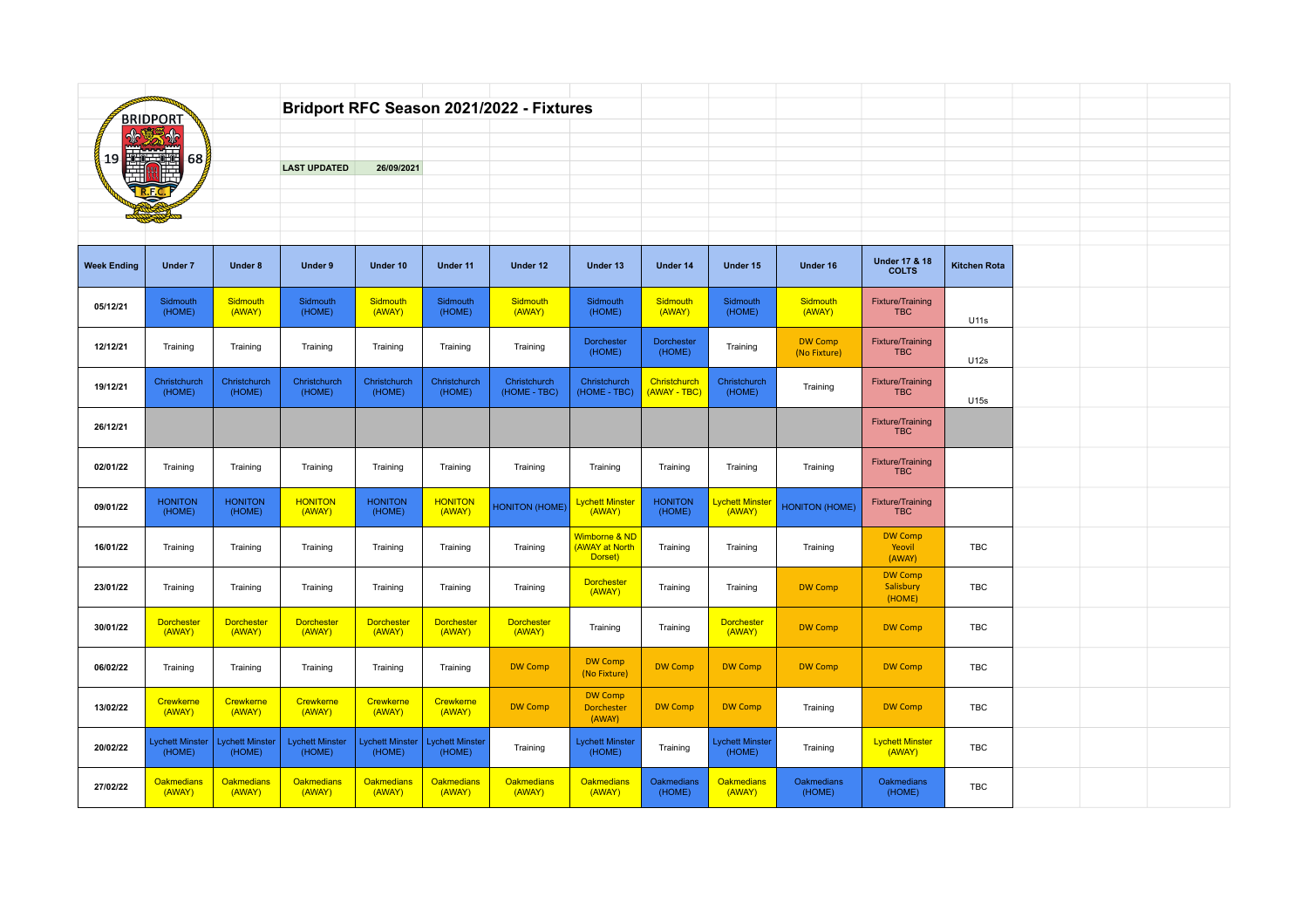# Bridport RFC Season 2021/2022 - Fixtures

**LAST UPDATED** 26/09/2021

| Week Ending | Under 7 | Under 8 | Under 9 | Under 10 | Under 11 | Under 12 | Under 13 | Under 14 | Under 15 | Under 16 | Under 17 & 18 COLTS | Kitchen Rota |
|---|---|---|---|---|---|---|---|---|---|---|---|---|
| 05/12/21 | Sidmouth (HOME) | Sidmouth (AWAY) | Sidmouth (HOME) | Sidmouth (AWAY) | Sidmouth (HOME) | Sidmouth (AWAY) | Sidmouth (HOME) | Sidmouth (AWAY) | Sidmouth (HOME) | Sidmouth (AWAY) | Fixture/Training TBC | U11s |
| 12/12/21 | Training | Training | Training | Training | Training | Training | Dorchester (HOME) | Dorchester (HOME) | Training | DW Comp (No Fixture) | Fixture/Training TBC | U12s |
| 19/12/21 | Christchurch (HOME) | Christchurch (HOME) | Christchurch (HOME) | Christchurch (HOME) | Christchurch (HOME) | Christchurch (HOME - TBC) | Christchurch (HOME - TBC) | Christchurch (AWAY - TBC) | Christchurch (HOME) | Training | Fixture/Training TBC | U15s |
| 26/12/21 | | | | | | | | | | | Fixture/Training TBC | |
| 02/01/22 | Training | Training | Training | Training | Training | Training | Training | Training | Training | Training | Fixture/Training TBC | |
| 09/01/22 | HONITON (HOME) | HONITON (HOME) | HONITON (AWAY) | HONITON (HOME) | HONITON (AWAY) | HONITON (HOME) | Lychett Minster (AWAY) | HONITON (HOME) | Lychett Minster (AWAY) | HONITON (HOME) | Fixture/Training TBC | |
| 16/01/22 | Training | Training | Training | Training | Training | Training | Wimborne & ND (AWAY at North Dorset) | Training | Training | Training | DW Comp Yeovil (AWAY) | TBC |
| 23/01/22 | Training | Training | Training | Training | Training | Training | Dorchester (AWAY) | Training | Training | DW Comp | DW Comp Salisbury (HOME) | TBC |
| 30/01/22 | Dorchester (AWAY) | Dorchester (AWAY) | Dorchester (AWAY) | Dorchester (AWAY) | Dorchester (AWAY) | Dorchester (AWAY) | Training | Training | Dorchester (AWAY) | DW Comp | DW Comp | TBC |
| 06/02/22 | Training | Training | Training | Training | Training | DW Comp | DW Comp (No Fixture) | DW Comp | DW Comp | DW Comp | DW Comp | TBC |
| 13/02/22 | Crewkerne (AWAY) | Crewkerne (AWAY) | Crewkerne (AWAY) | Crewkerne (AWAY) | Crewkerne (AWAY) | DW Comp | DW Comp Dorchester (AWAY) | DW Comp | DW Comp | Training | DW Comp | TBC |
| 20/02/22 | Lychett Minster (HOME) | Lychett Minster (HOME) | Lychett Minster (HOME) | Lychett Minster (HOME) | Lychett Minster (HOME) | Training | Lychett Minster (HOME) | Training | Lychett Minster (HOME) | Training | Lychett Minster (AWAY) | TBC |
| 27/02/22 | Oakmedians (AWAY) | Oakmedians (AWAY) | Oakmedians (AWAY) | Oakmedians (AWAY) | Oakmedians (AWAY) | Oakmedians (AWAY) | Oakmedians (AWAY) | Oakmedians (HOME) | Oakmedians (AWAY) | Oakmedians (HOME) | Oakmedians (HOME) | TBC |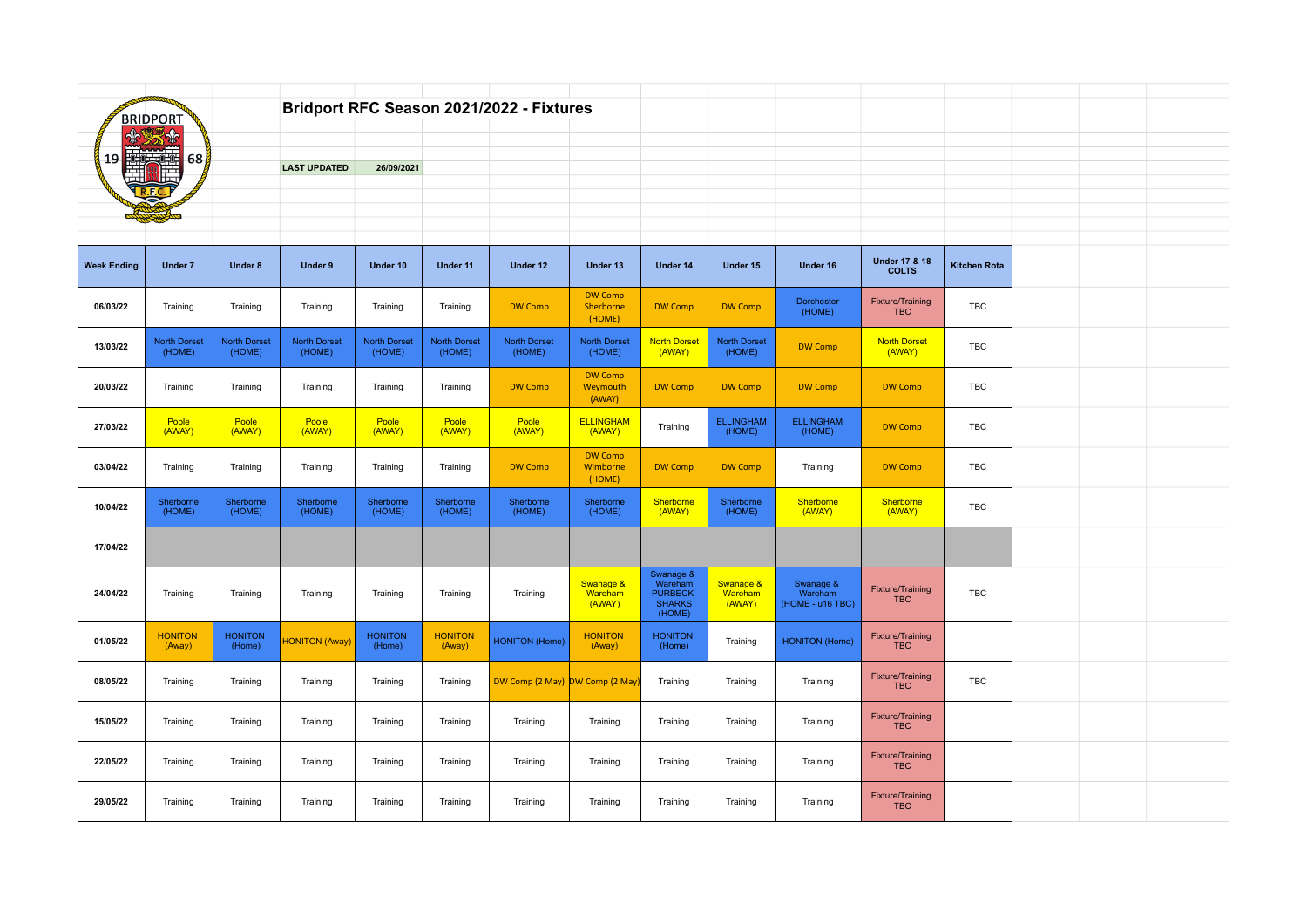# Bridport RFC Season 2021/2022 - Fixtures

**LAST UPDATED** **26/09/2021**

| Week Ending | Under 7 | Under 8 | Under 9 | Under 10 | Under 11 | Under 12 | Under 13 | Under 14 | Under 15 | Under 16 | Under 17 & 18 COLTS | Kitchen Rota |
|---|---|---|---|---|---|---|---|---|---|---|---|---|
| 06/03/22 | Training | Training | Training | Training | Training | DW Comp | DW Comp Sherborne (HOME) | DW Comp | DW Comp | Dorchester (HOME) | Fixture/Training TBC | TBC |
| 13/03/22 | North Dorset (HOME) | North Dorset (HOME) | North Dorset (HOME) | North Dorset (HOME) | North Dorset (HOME) | North Dorset (HOME) | North Dorset (HOME) | North Dorset (AWAY) | North Dorset (HOME) | DW Comp | North Dorset (AWAY) | TBC |
| 20/03/22 | Training | Training | Training | Training | Training | DW Comp | DW Comp Weymouth (AWAY) | DW Comp | DW Comp | DW Comp | DW Comp | TBC |
| 27/03/22 | Poole (AWAY) | Poole (AWAY) | Poole (AWAY) | Poole (AWAY) | Poole (AWAY) | Poole (AWAY) | ELLINGHAM (AWAY) | Training | ELLINGHAM (HOME) | ELLINGHAM (HOME) | DW Comp | TBC |
| 03/04/22 | Training | Training | Training | Training | Training | DW Comp | DW Comp Wimborne (HOME) | DW Comp | DW Comp | Training | DW Comp | TBC |
| 10/04/22 | Sherborne (HOME) | Sherborne (HOME) | Sherborne (HOME) | Sherborne (HOME) | Sherborne (HOME) | Sherborne (HOME) | Sherborne (HOME) | Sherborne (AWAY) | Sherborne (HOME) | Sherborne (AWAY) | Sherborne (AWAY) | TBC |
| 17/04/22 | | | | | | | | | | | | |
| 24/04/22 | Training | Training | Training | Training | Training | Training | Swanage & Wareham (AWAY) | Swanage & Wareham PURBECK SHARKS (HOME) | Swanage & Wareham (AWAY) | Swanage & Wareham (HOME - u16 TBC) | Fixture/Training TBC | TBC |
| 01/05/22 | HONITON (Away) | HONITON (Home) | HONITON (Away) | HONITON (Home) | HONITON (Away) | HONITON (Home) | HONITON (Away) | HONITON (Home) | Training | HONITON (Home) | Fixture/Training TBC | |
| 08/05/22 | Training | Training | Training | Training | Training | DW Comp (2 May) | DW Comp (2 May) | Training | Training | Training | Fixture/Training TBC | TBC |
| 15/05/22 | Training | Training | Training | Training | Training | Training | Training | Training | Training | Training | Fixture/Training TBC | |
| 22/05/22 | Training | Training | Training | Training | Training | Training | Training | Training | Training | Training | Fixture/Training TBC | |
| 29/05/22 | Training | Training | Training | Training | Training | Training | Training | Training | Training | Training | Fixture/Training TBC | |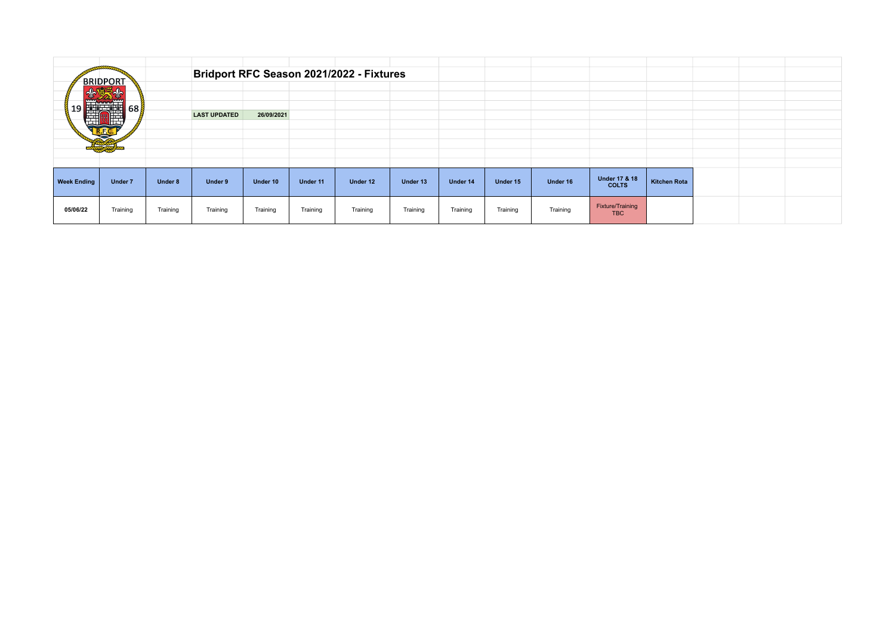# Bridport RFC Season 2021/2022 - Fixtures

**LAST UPDATED** 26/09/2021

| Week Ending | Under 7 | Under 8 | Under 9 | Under 10 | Under 11 | Under 12 | Under 13 | Under 14 | Under 15 | Under 16 | Under 17 & 18 COLTS | Kitchen Rota |
|---|---|---|---|---|---|---|---|---|---|---|---|---|
| 05/06/22 | Training | Training | Training | Training | Training | Training | Training | Training | Training | Training | Fixture/Training TBC | |